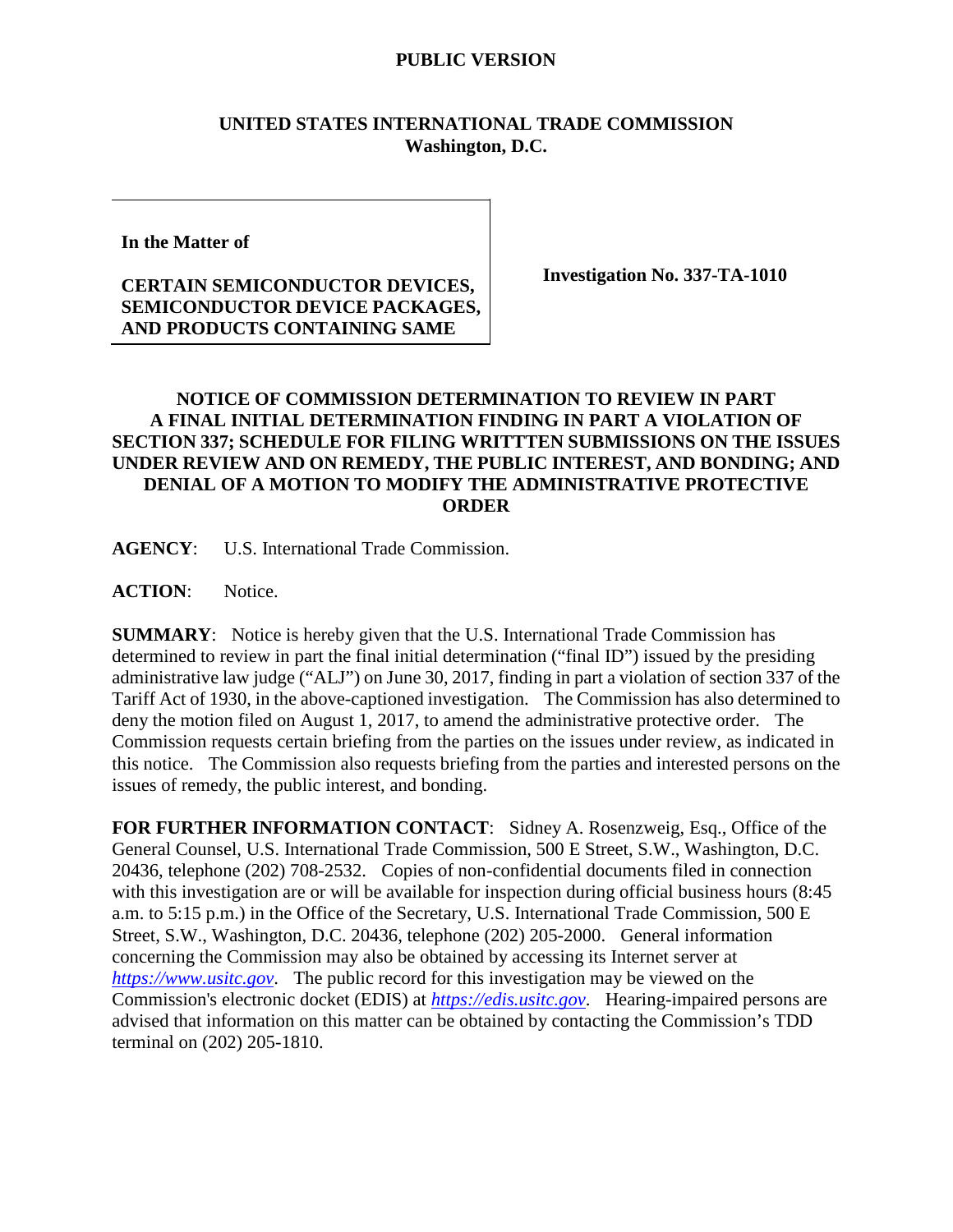**PUBLIC VERSION**

**UNITED STATES INTERNATIONAL TRADE COMMISSION**
**Washington, D.C.**

| | |
|---|---|
| **In the Matter of**<br><br>**CERTAIN SEMICONDUCTOR DEVICES, SEMICONDUCTOR DEVICE PACKAGES, AND PRODUCTS CONTAINING SAME** | **Investigation No. 337-TA-1010** |

**NOTICE OF COMMISSION DETERMINATION TO REVIEW IN PART A FINAL INITIAL DETERMINATION FINDING IN PART A VIOLATION OF SECTION 337; SCHEDULE FOR FILING WRITTTEN SUBMISSIONS ON THE ISSUES UNDER REVIEW AND ON REMEDY, THE PUBLIC INTEREST, AND BONDING; AND DENIAL OF A MOTION TO MODIFY THE ADMINISTRATIVE PROTECTIVE ORDER**

**AGENCY**: U.S. International Trade Commission.

**ACTION**: Notice.

**SUMMARY**: Notice is hereby given that the U.S. International Trade Commission has determined to review in part the final initial determination ("final ID") issued by the presiding administrative law judge ("ALJ") on June 30, 2017, finding in part a violation of section 337 of the Tariff Act of 1930, in the above-captioned investigation. The Commission has also determined to deny the motion filed on August 1, 2017, to amend the administrative protective order. The Commission requests certain briefing from the parties on the issues under review, as indicated in this notice. The Commission also requests briefing from the parties and interested persons on the issues of remedy, the public interest, and bonding.

**FOR FURTHER INFORMATION CONTACT**: Sidney A. Rosenzweig, Esq., Office of the General Counsel, U.S. International Trade Commission, 500 E Street, S.W., Washington, D.C. 20436, telephone (202) 708-2532. Copies of non-confidential documents filed in connection with this investigation are or will be available for inspection during official business hours (8:45 a.m. to 5:15 p.m.) in the Office of the Secretary, U.S. International Trade Commission, 500 E Street, S.W., Washington, D.C. 20436, telephone (202) 205-2000. General information concerning the Commission may also be obtained by accessing its Internet server at *https://www.usitc.gov*. The public record for this investigation may be viewed on the Commission's electronic docket (EDIS) at *https://edis.usitc.gov*. Hearing-impaired persons are advised that information on this matter can be obtained by contacting the Commission's TDD terminal on (202) 205-1810.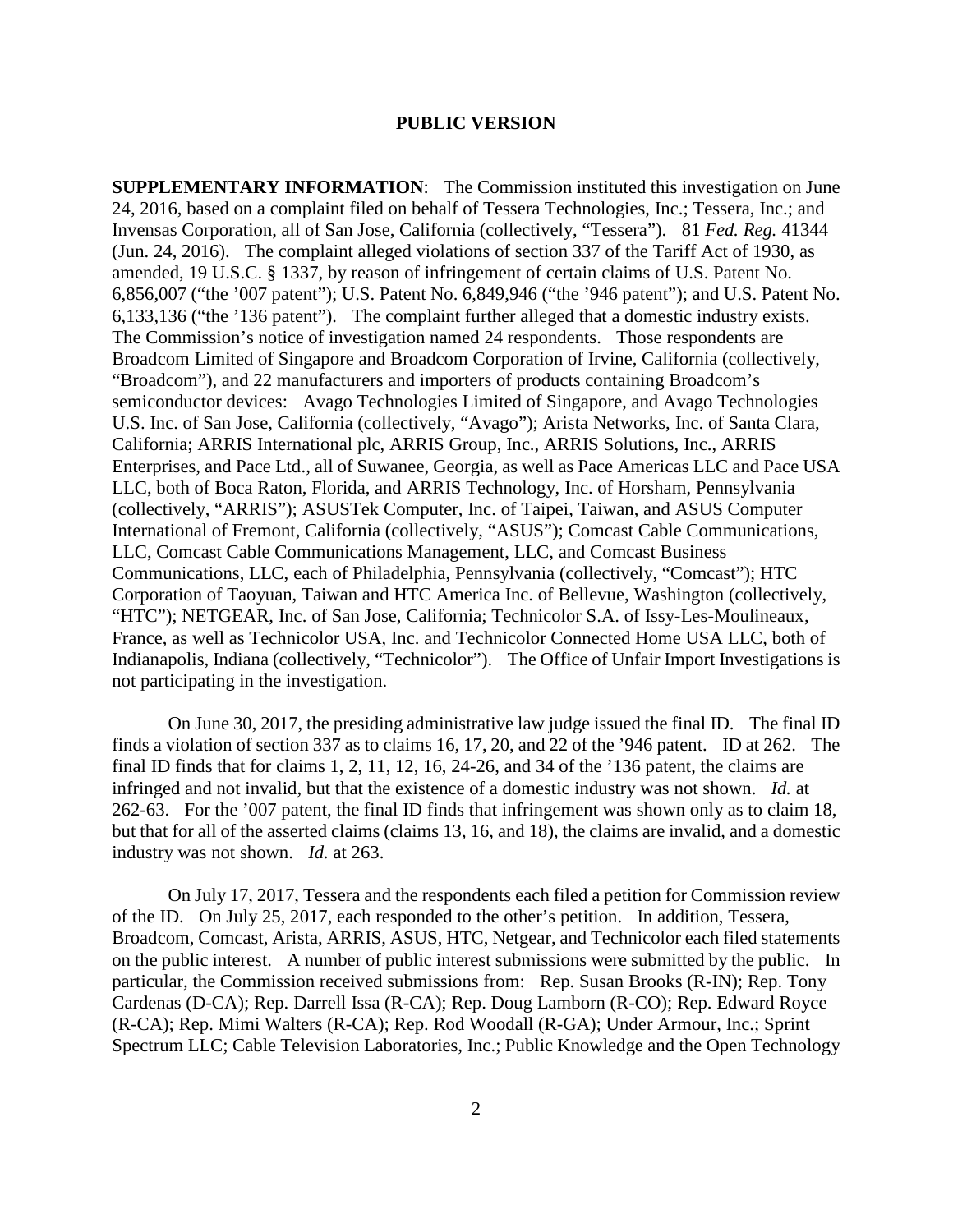**PUBLIC VERSION**

**SUPPLEMENTARY INFORMATION**: The Commission instituted this investigation on June 24, 2016, based on a complaint filed on behalf of Tessera Technologies, Inc.; Tessera, Inc.; and Invensas Corporation, all of San Jose, California (collectively, "Tessera"). 81 *Fed. Reg.* 41344 (Jun. 24, 2016). The complaint alleged violations of section 337 of the Tariff Act of 1930, as amended, 19 U.S.C. § 1337, by reason of infringement of certain claims of U.S. Patent No. 6,856,007 ("the '007 patent"); U.S. Patent No. 6,849,946 ("the '946 patent"); and U.S. Patent No. 6,133,136 ("the '136 patent"). The complaint further alleged that a domestic industry exists. The Commission's notice of investigation named 24 respondents. Those respondents are Broadcom Limited of Singapore and Broadcom Corporation of Irvine, California (collectively, "Broadcom"), and 22 manufacturers and importers of products containing Broadcom's semiconductor devices: Avago Technologies Limited of Singapore, and Avago Technologies U.S. Inc. of San Jose, California (collectively, "Avago"); Arista Networks, Inc. of Santa Clara, California; ARRIS International plc, ARRIS Group, Inc., ARRIS Solutions, Inc., ARRIS Enterprises, and Pace Ltd., all of Suwanee, Georgia, as well as Pace Americas LLC and Pace USA LLC, both of Boca Raton, Florida, and ARRIS Technology, Inc. of Horsham, Pennsylvania (collectively, "ARRIS"); ASUSTek Computer, Inc. of Taipei, Taiwan, and ASUS Computer International of Fremont, California (collectively, "ASUS"); Comcast Cable Communications, LLC, Comcast Cable Communications Management, LLC, and Comcast Business Communications, LLC, each of Philadelphia, Pennsylvania (collectively, "Comcast"); HTC Corporation of Taoyuan, Taiwan and HTC America Inc. of Bellevue, Washington (collectively, "HTC"); NETGEAR, Inc. of San Jose, California; Technicolor S.A. of Issy-Les-Moulineaux, France, as well as Technicolor USA, Inc. and Technicolor Connected Home USA LLC, both of Indianapolis, Indiana (collectively, "Technicolor"). The Office of Unfair Import Investigations is not participating in the investigation.

On June 30, 2017, the presiding administrative law judge issued the final ID. The final ID finds a violation of section 337 as to claims 16, 17, 20, and 22 of the '946 patent. ID at 262. The final ID finds that for claims 1, 2, 11, 12, 16, 24-26, and 34 of the '136 patent, the claims are infringed and not invalid, but that the existence of a domestic industry was not shown. *Id.* at 262-63. For the '007 patent, the final ID finds that infringement was shown only as to claim 18, but that for all of the asserted claims (claims 13, 16, and 18), the claims are invalid, and a domestic industry was not shown. *Id.* at 263.

On July 17, 2017, Tessera and the respondents each filed a petition for Commission review of the ID. On July 25, 2017, each responded to the other's petition. In addition, Tessera, Broadcom, Comcast, Arista, ARRIS, ASUS, HTC, Netgear, and Technicolor each filed statements on the public interest. A number of public interest submissions were submitted by the public. In particular, the Commission received submissions from: Rep. Susan Brooks (R-IN); Rep. Tony Cardenas (D-CA); Rep. Darrell Issa (R-CA); Rep. Doug Lamborn (R-CO); Rep. Edward Royce (R-CA); Rep. Mimi Walters (R-CA); Rep. Rod Woodall (R-GA); Under Armour, Inc.; Sprint Spectrum LLC; Cable Television Laboratories, Inc.; Public Knowledge and the Open Technology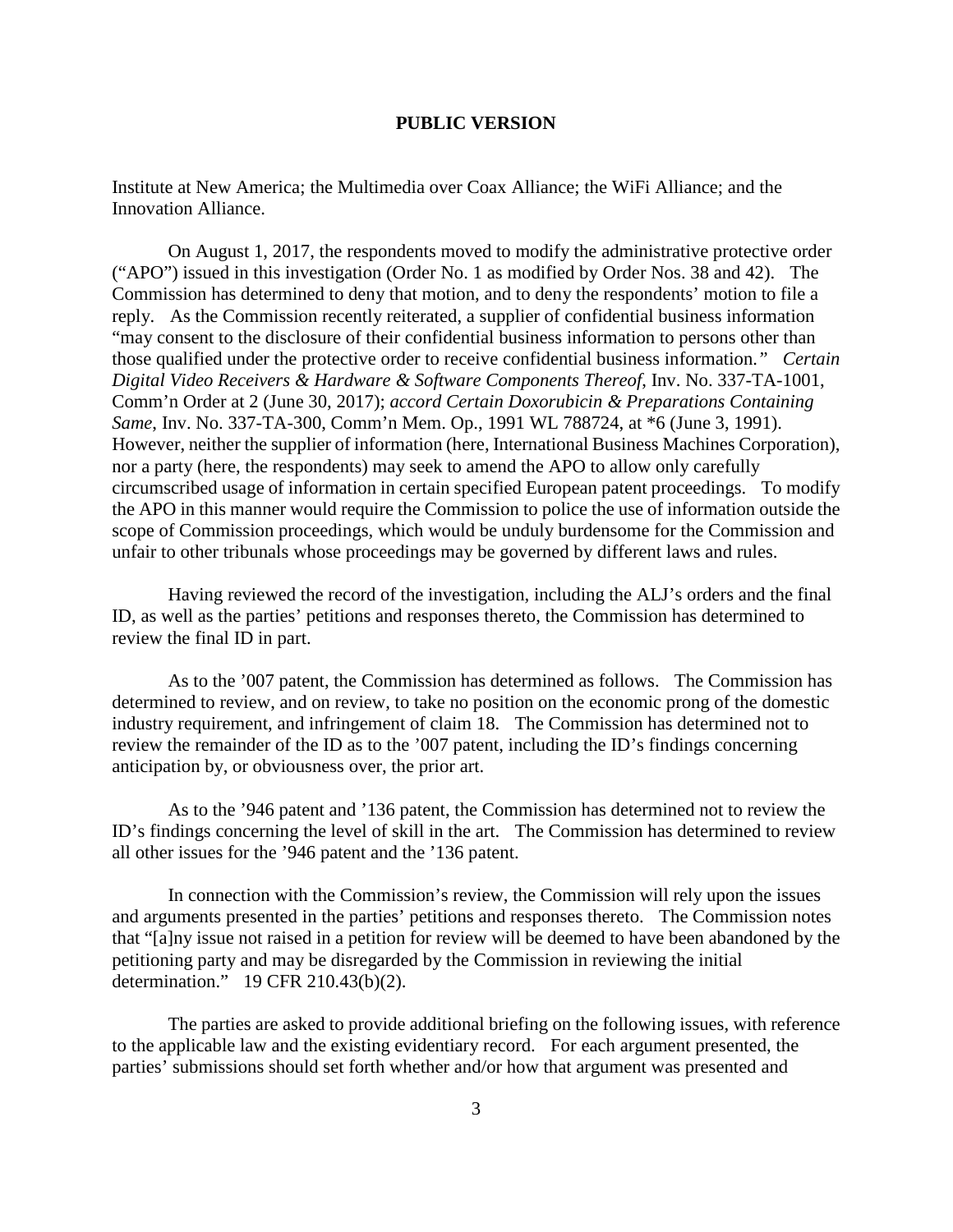**PUBLIC VERSION**

Institute at New America; the Multimedia over Coax Alliance; the WiFi Alliance; and the Innovation Alliance.

On August 1, 2017, the respondents moved to modify the administrative protective order ("APO") issued in this investigation (Order No. 1 as modified by Order Nos. 38 and 42). The Commission has determined to deny that motion, and to deny the respondents' motion to file a reply. As the Commission recently reiterated, a supplier of confidential business information "may consent to the disclosure of their confidential business information to persons other than those qualified under the protective order to receive confidential business information." *Certain Digital Video Receivers & Hardware & Software Components Thereof*, Inv. No. 337-TA-1001, Comm'n Order at 2 (June 30, 2017); *accord Certain Doxorubicin & Preparations Containing Same*, Inv. No. 337-TA-300, Comm'n Mem. Op., 1991 WL 788724, at *6 (June 3, 1991). However, neither the supplier of information (here, International Business Machines Corporation), nor a party (here, the respondents) may seek to amend the APO to allow only carefully circumscribed usage of information in certain specified European patent proceedings. To modify the APO in this manner would require the Commission to police the use of information outside the scope of Commission proceedings, which would be unduly burdensome for the Commission and unfair to other tribunals whose proceedings may be governed by different laws and rules.

Having reviewed the record of the investigation, including the ALJ's orders and the final ID, as well as the parties' petitions and responses thereto, the Commission has determined to review the final ID in part.

As to the '007 patent, the Commission has determined as follows. The Commission has determined to review, and on review, to take no position on the economic prong of the domestic industry requirement, and infringement of claim 18. The Commission has determined not to review the remainder of the ID as to the '007 patent, including the ID's findings concerning anticipation by, or obviousness over, the prior art.

As to the '946 patent and '136 patent, the Commission has determined not to review the ID's findings concerning the level of skill in the art. The Commission has determined to review all other issues for the '946 patent and the '136 patent.

In connection with the Commission's review, the Commission will rely upon the issues and arguments presented in the parties' petitions and responses thereto. The Commission notes that "[a]ny issue not raised in a petition for review will be deemed to have been abandoned by the petitioning party and may be disregarded by the Commission in reviewing the initial determination." 19 CFR 210.43(b)(2).

The parties are asked to provide additional briefing on the following issues, with reference to the applicable law and the existing evidentiary record. For each argument presented, the parties' submissions should set forth whether and/or how that argument was presented and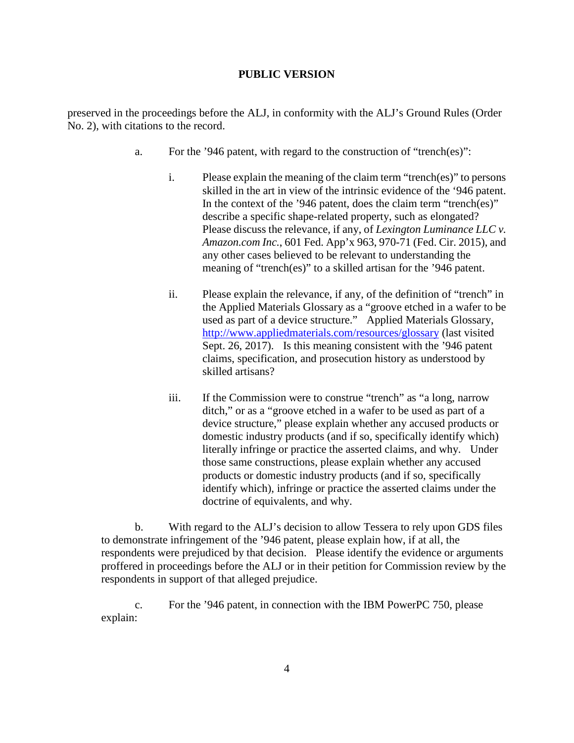**PUBLIC VERSION**

preserved in the proceedings before the ALJ, in conformity with the ALJ's Ground Rules (Order No. 2), with citations to the record.

a. For the '946 patent, with regard to the construction of "trench(es)":

i. Please explain the meaning of the claim term "trench(es)" to persons skilled in the art in view of the intrinsic evidence of the '946 patent. In the context of the '946 patent, does the claim term "trench(es)" describe a specific shape-related property, such as elongated? Please discuss the relevance, if any, of *Lexington Luminance LLC v. Amazon.com Inc.*, 601 Fed. App'x 963, 970-71 (Fed. Cir. 2015), and any other cases believed to be relevant to understanding the meaning of "trench(es)" to a skilled artisan for the '946 patent.

ii. Please explain the relevance, if any, of the definition of "trench" in the Applied Materials Glossary as a "groove etched in a wafer to be used as part of a device structure." Applied Materials Glossary, http://www.appliedmaterials.com/resources/glossary (last visited Sept. 26, 2017). Is this meaning consistent with the '946 patent claims, specification, and prosecution history as understood by skilled artisans?

iii. If the Commission were to construe "trench" as "a long, narrow ditch," or as a "groove etched in a wafer to be used as part of a device structure," please explain whether any accused products or domestic industry products (and if so, specifically identify which) literally infringe or practice the asserted claims, and why. Under those same constructions, please explain whether any accused products or domestic industry products (and if so, specifically identify which), infringe or practice the asserted claims under the doctrine of equivalents, and why.

b. With regard to the ALJ's decision to allow Tessera to rely upon GDS files to demonstrate infringement of the '946 patent, please explain how, if at all, the respondents were prejudiced by that decision. Please identify the evidence or arguments proffered in proceedings before the ALJ or in their petition for Commission review by the respondents in support of that alleged prejudice.

c. For the '946 patent, in connection with the IBM PowerPC 750, please explain: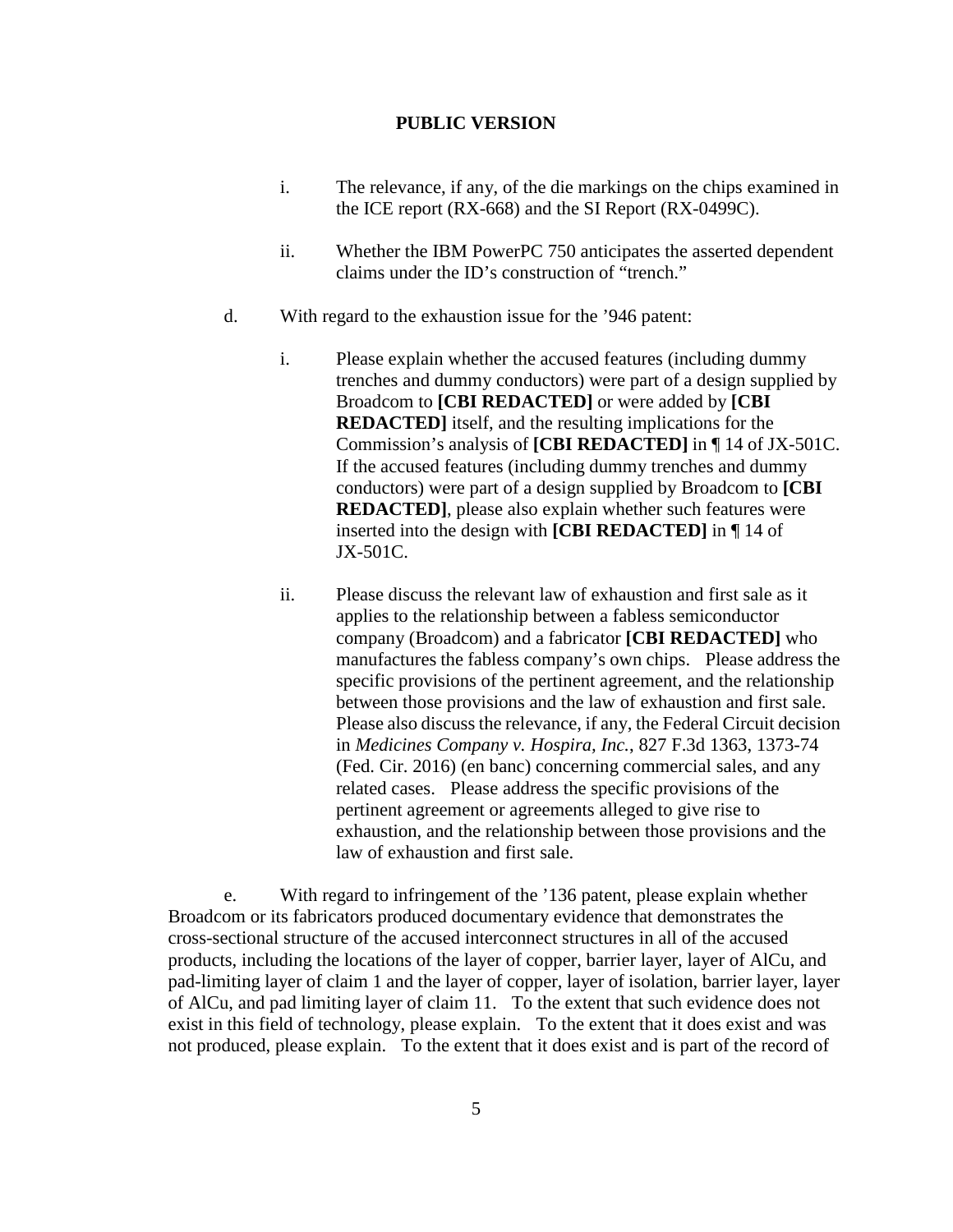**PUBLIC VERSION**

i. The relevance, if any, of the die markings on the chips examined in the ICE report (RX-668) and the SI Report (RX-0499C).

ii. Whether the IBM PowerPC 750 anticipates the asserted dependent claims under the ID's construction of "trench."

d. With regard to the exhaustion issue for the '946 patent:

i. Please explain whether the accused features (including dummy trenches and dummy conductors) were part of a design supplied by Broadcom to **[CBI REDACTED]** or were added by **[CBI REDACTED]** itself, and the resulting implications for the Commission's analysis of **[CBI REDACTED]** in ¶ 14 of JX-501C. If the accused features (including dummy trenches and dummy conductors) were part of a design supplied by Broadcom to **[CBI REDACTED]**, please also explain whether such features were inserted into the design with **[CBI REDACTED]** in ¶ 14 of JX-501C.

ii. Please discuss the relevant law of exhaustion and first sale as it applies to the relationship between a fabless semiconductor company (Broadcom) and a fabricator **[CBI REDACTED]** who manufactures the fabless company's own chips. Please address the specific provisions of the pertinent agreement, and the relationship between those provisions and the law of exhaustion and first sale. Please also discuss the relevance, if any, the Federal Circuit decision in *Medicines Company v. Hospira, Inc.*, 827 F.3d 1363, 1373-74 (Fed. Cir. 2016) (en banc) concerning commercial sales, and any related cases. Please address the specific provisions of the pertinent agreement or agreements alleged to give rise to exhaustion, and the relationship between those provisions and the law of exhaustion and first sale.

e. With regard to infringement of the '136 patent, please explain whether Broadcom or its fabricators produced documentary evidence that demonstrates the cross-sectional structure of the accused interconnect structures in all of the accused products, including the locations of the layer of copper, barrier layer, layer of AlCu, and pad-limiting layer of claim 1 and the layer of copper, layer of isolation, barrier layer, layer of AlCu, and pad limiting layer of claim 11. To the extent that such evidence does not exist in this field of technology, please explain. To the extent that it does exist and was not produced, please explain. To the extent that it does exist and is part of the record of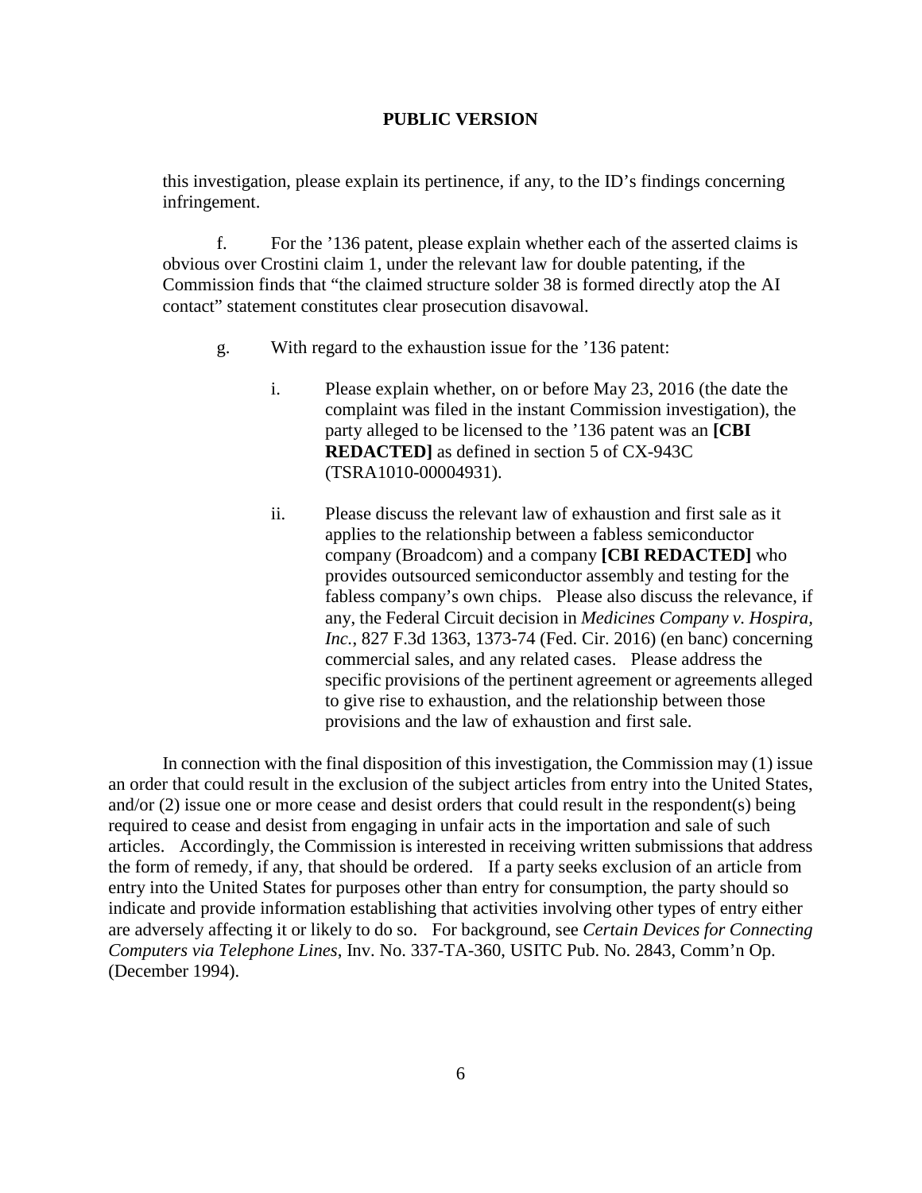**PUBLIC VERSION**

this investigation, please explain its pertinence, if any, to the ID's findings concerning infringement.

f. For the '136 patent, please explain whether each of the asserted claims is obvious over Crostini claim 1, under the relevant law for double patenting, if the Commission finds that "the claimed structure solder 38 is formed directly atop the AI contact" statement constitutes clear prosecution disavowal.

g. With regard to the exhaustion issue for the '136 patent:

i. Please explain whether, on or before May 23, 2016 (the date the complaint was filed in the instant Commission investigation), the party alleged to be licensed to the '136 patent was an **[CBI REDACTED]** as defined in section 5 of CX-943C (TSRA1010-00004931).

ii. Please discuss the relevant law of exhaustion and first sale as it applies to the relationship between a fabless semiconductor company (Broadcom) and a company **[CBI REDACTED]** who provides outsourced semiconductor assembly and testing for the fabless company's own chips. Please also discuss the relevance, if any, the Federal Circuit decision in *Medicines Company v. Hospira, Inc.*, 827 F.3d 1363, 1373-74 (Fed. Cir. 2016) (en banc) concerning commercial sales, and any related cases. Please address the specific provisions of the pertinent agreement or agreements alleged to give rise to exhaustion, and the relationship between those provisions and the law of exhaustion and first sale.

In connection with the final disposition of this investigation, the Commission may (1) issue an order that could result in the exclusion of the subject articles from entry into the United States, and/or (2) issue one or more cease and desist orders that could result in the respondent(s) being required to cease and desist from engaging in unfair acts in the importation and sale of such articles. Accordingly, the Commission is interested in receiving written submissions that address the form of remedy, if any, that should be ordered. If a party seeks exclusion of an article from entry into the United States for purposes other than entry for consumption, the party should so indicate and provide information establishing that activities involving other types of entry either are adversely affecting it or likely to do so. For background, see *Certain Devices for Connecting Computers via Telephone Lines*, Inv. No. 337-TA-360, USITC Pub. No. 2843, Comm'n Op. (December 1994).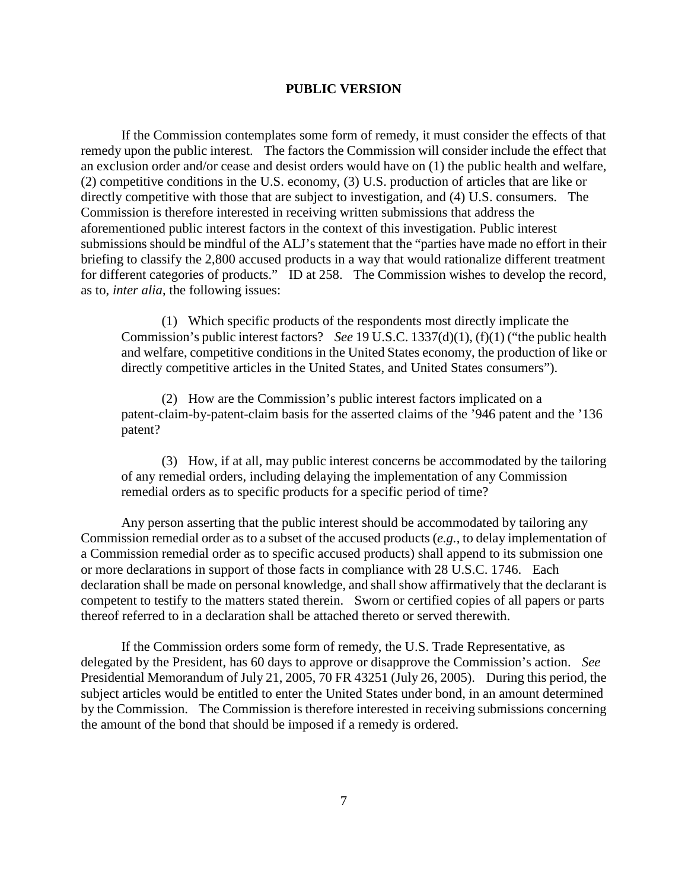**PUBLIC VERSION**

If the Commission contemplates some form of remedy, it must consider the effects of that remedy upon the public interest. The factors the Commission will consider include the effect that an exclusion order and/or cease and desist orders would have on (1) the public health and welfare, (2) competitive conditions in the U.S. economy, (3) U.S. production of articles that are like or directly competitive with those that are subject to investigation, and (4) U.S. consumers. The Commission is therefore interested in receiving written submissions that address the aforementioned public interest factors in the context of this investigation. Public interest submissions should be mindful of the ALJ's statement that the "parties have made no effort in their briefing to classify the 2,800 accused products in a way that would rationalize different treatment for different categories of products." ID at 258. The Commission wishes to develop the record, as to, *inter alia*, the following issues:

(1) Which specific products of the respondents most directly implicate the Commission's public interest factors? *See* 19 U.S.C. 1337(d)(1), (f)(1) ("the public health and welfare, competitive conditions in the United States economy, the production of like or directly competitive articles in the United States, and United States consumers").

(2) How are the Commission's public interest factors implicated on a patent-claim-by-patent-claim basis for the asserted claims of the '946 patent and the '136 patent?

(3) How, if at all, may public interest concerns be accommodated by the tailoring of any remedial orders, including delaying the implementation of any Commission remedial orders as to specific products for a specific period of time?

Any person asserting that the public interest should be accommodated by tailoring any Commission remedial order as to a subset of the accused products (*e.g.*, to delay implementation of a Commission remedial order as to specific accused products) shall append to its submission one or more declarations in support of those facts in compliance with 28 U.S.C. 1746. Each declaration shall be made on personal knowledge, and shall show affirmatively that the declarant is competent to testify to the matters stated therein. Sworn or certified copies of all papers or parts thereof referred to in a declaration shall be attached thereto or served therewith.

If the Commission orders some form of remedy, the U.S. Trade Representative, as delegated by the President, has 60 days to approve or disapprove the Commission's action. *See* Presidential Memorandum of July 21, 2005, 70 FR 43251 (July 26, 2005). During this period, the subject articles would be entitled to enter the United States under bond, in an amount determined by the Commission. The Commission is therefore interested in receiving submissions concerning the amount of the bond that should be imposed if a remedy is ordered.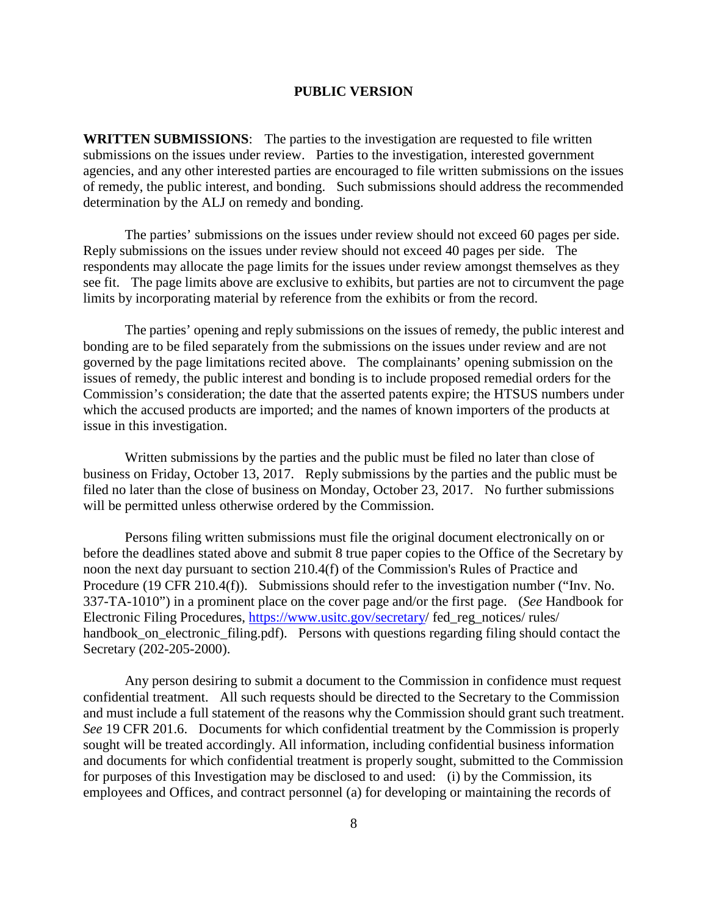**PUBLIC VERSION**

**WRITTEN SUBMISSIONS**: The parties to the investigation are requested to file written submissions on the issues under review. Parties to the investigation, interested government agencies, and any other interested parties are encouraged to file written submissions on the issues of remedy, the public interest, and bonding. Such submissions should address the recommended determination by the ALJ on remedy and bonding.

The parties' submissions on the issues under review should not exceed 60 pages per side. Reply submissions on the issues under review should not exceed 40 pages per side. The respondents may allocate the page limits for the issues under review amongst themselves as they see fit. The page limits above are exclusive to exhibits, but parties are not to circumvent the page limits by incorporating material by reference from the exhibits or from the record.

The parties' opening and reply submissions on the issues of remedy, the public interest and bonding are to be filed separately from the submissions on the issues under review and are not governed by the page limitations recited above. The complainants' opening submission on the issues of remedy, the public interest and bonding is to include proposed remedial orders for the Commission's consideration; the date that the asserted patents expire; the HTSUS numbers under which the accused products are imported; and the names of known importers of the products at issue in this investigation.

Written submissions by the parties and the public must be filed no later than close of business on Friday, October 13, 2017. Reply submissions by the parties and the public must be filed no later than the close of business on Monday, October 23, 2017. No further submissions will be permitted unless otherwise ordered by the Commission.

Persons filing written submissions must file the original document electronically on or before the deadlines stated above and submit 8 true paper copies to the Office of the Secretary by noon the next day pursuant to section 210.4(f) of the Commission's Rules of Practice and Procedure (19 CFR 210.4(f)). Submissions should refer to the investigation number ("Inv. No. 337-TA-1010") in a prominent place on the cover page and/or the first page. (*See* Handbook for Electronic Filing Procedures, https://www.usitc.gov/secretary/ fed_reg_notices/ rules/ handbook_on_electronic_filing.pdf). Persons with questions regarding filing should contact the Secretary (202-205-2000).

Any person desiring to submit a document to the Commission in confidence must request confidential treatment. All such requests should be directed to the Secretary to the Commission and must include a full statement of the reasons why the Commission should grant such treatment. *See* 19 CFR 201.6. Documents for which confidential treatment by the Commission is properly sought will be treated accordingly. All information, including confidential business information and documents for which confidential treatment is properly sought, submitted to the Commission for purposes of this Investigation may be disclosed to and used: (i) by the Commission, its employees and Offices, and contract personnel (a) for developing or maintaining the records of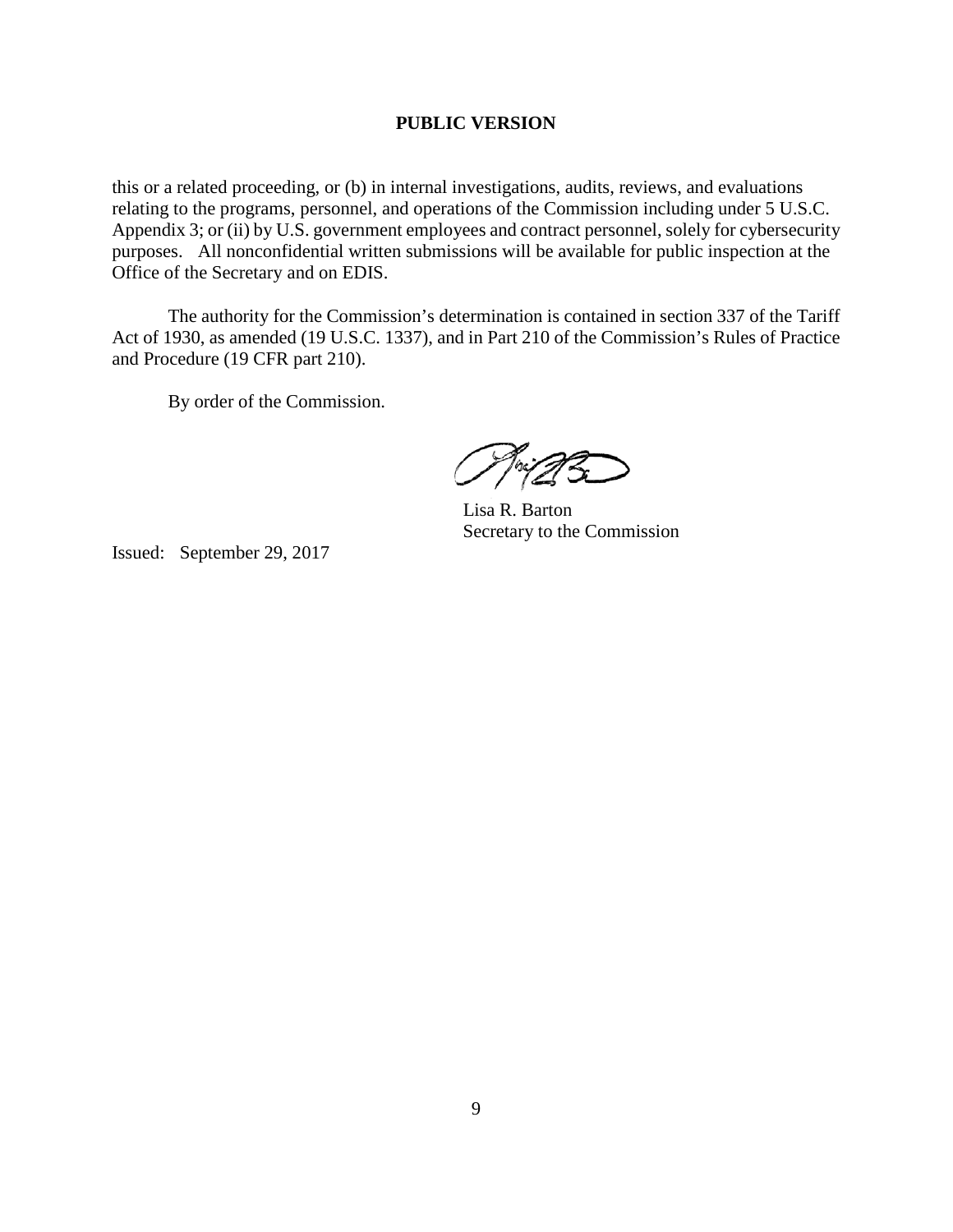**PUBLIC VERSION**

this or a related proceeding, or (b) in internal investigations, audits, reviews, and evaluations relating to the programs, personnel, and operations of the Commission including under 5 U.S.C. Appendix 3; or (ii) by U.S. government employees and contract personnel, solely for cybersecurity purposes. All nonconfidential written submissions will be available for public inspection at the Office of the Secretary and on EDIS.

The authority for the Commission's determination is contained in section 337 of the Tariff Act of 1930, as amended (19 U.S.C. 1337), and in Part 210 of the Commission's Rules of Practice and Procedure (19 CFR part 210).

By order of the Commission.

Lisa R. Barton
Secretary to the Commission

Issued: September 29, 2017